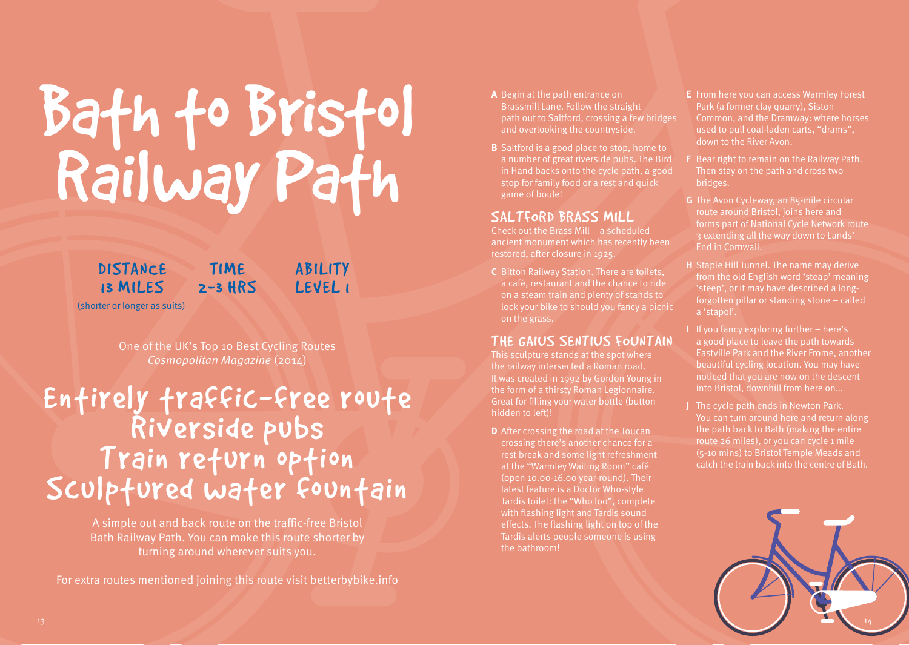# Bath to Bristol Railway Path

**DISTANCE**
**13 MILES**
(shorter or longer as suits)

**TIME**
**2-3 HRS**

**ABILITY**
**LEVEL 1**

One of the UK's Top 10 Best Cycling Routes
*Cosmopolitan Magazine* (2014)

## Entirely traffic-free route
## Riverside pubs
## Train return option
## Sculptured water fountain

A simple out and back route on the traffic-free Bristol Bath Railway Path. You can make this route shorter by turning around wherever suits you.

For extra routes mentioned joining this route visit betterbybike.info

**A** Begin at the path entrance on Brassmill Lane. Follow the straight path out to Saltford, crossing a few bridges and overlooking the countryside.

**B** Saltford is a good place to stop, home to a number of great riverside pubs. The Bird in Hand backs onto the cycle path, a good stop for family food or a rest and quick game of boule!

### SALTFORD BRASS MILL

Check out the Brass Mill – a scheduled ancient monument which has recently been restored, after closure in 1925.

**C** Bitton Railway Station. There are toilets, a café, restaurant and the chance to ride on a steam train and plenty of stands to lock your bike to should you fancy a picnic on the grass.

### THE GAIUS SENTIUS FOUNTAIN

This sculpture stands at the spot where the railway intersected a Roman road. It was created in 1992 by Gordon Young in the form of a thirsty Roman Legionnaire. Great for filling your water bottle (button hidden to left)!

**D** After crossing the road at the Toucan crossing there's another chance for a rest break and some light refreshment at the "Warmley Waiting Room" café (open 10.00-16.00 year-round). Their latest feature is a Doctor Who-style Tardis toilet: the "Who loo", complete with flashing light and Tardis sound effects. The flashing light on top of the Tardis alerts people someone is using the bathroom!

**E** From here you can access Warmley Forest Park (a former clay quarry), Siston Common, and the Dramway: where horses used to pull coal-laden carts, "drams", down to the River Avon.

**F** Bear right to remain on the Railway Path. Then stay on the path and cross two bridges.

**G** The Avon Cycleway, an 85-mile circular route around Bristol, joins here and forms part of National Cycle Network route 3 extending all the way down to Lands' End in Cornwall.

**H** Staple Hill Tunnel. The name may derive from the old English word 'steap' meaning 'steep', or it may have described a long-forgotten pillar or standing stone – called a 'stapol'.

**I** If you fancy exploring further – here's a good place to leave the path towards Eastville Park and the River Frome, another beautiful cycling location. You may have noticed that you are now on the descent into Bristol, downhill from here on...

**J** The cycle path ends in Newton Park. You can turn around here and return along the path back to Bath (making the entire route 26 miles), or you can cycle 1 mile (5-10 mins) to Bristol Temple Meads and catch the train back into the centre of Bath.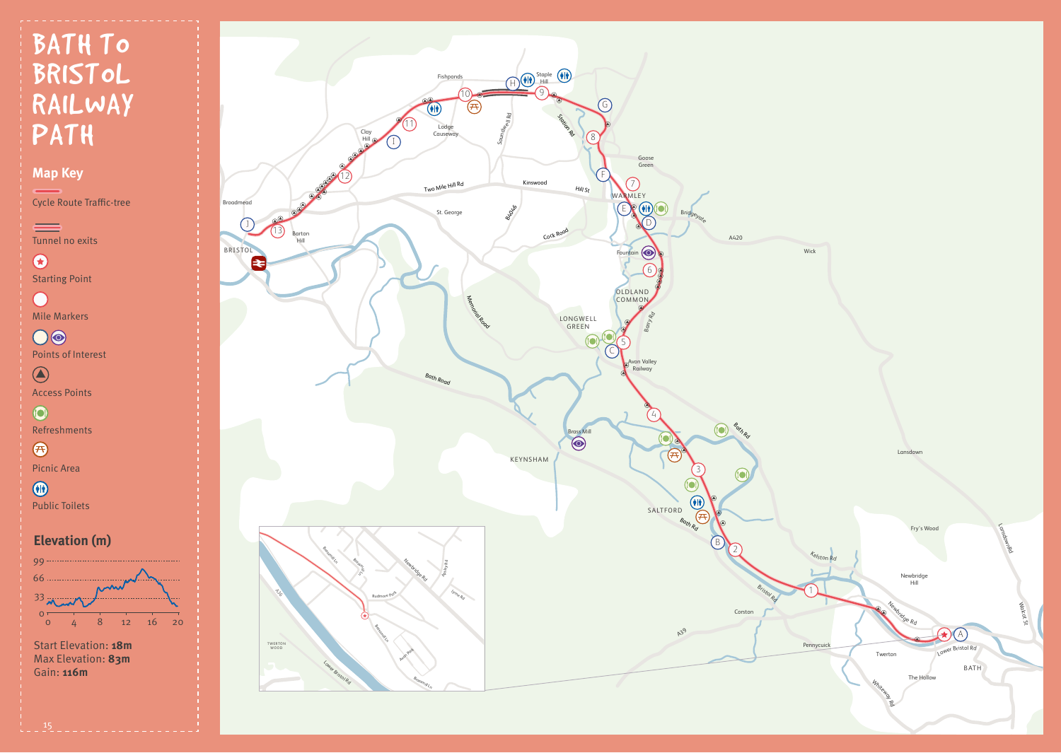# BATH TO BRISTOL RAILWAY PATH

## Map Key

Cycle Route Traffic-free

Tunnel no exits

Starting Point

Mile Markers

Points of Interest

Access Points

Refreshments

Picnic Area

Public Toilets

## Elevation (m)

99

66

33

0

0 4 8 12 16 20

Start Elevation: **18m**
Max Elevation: **83m**
Gain: **116m**